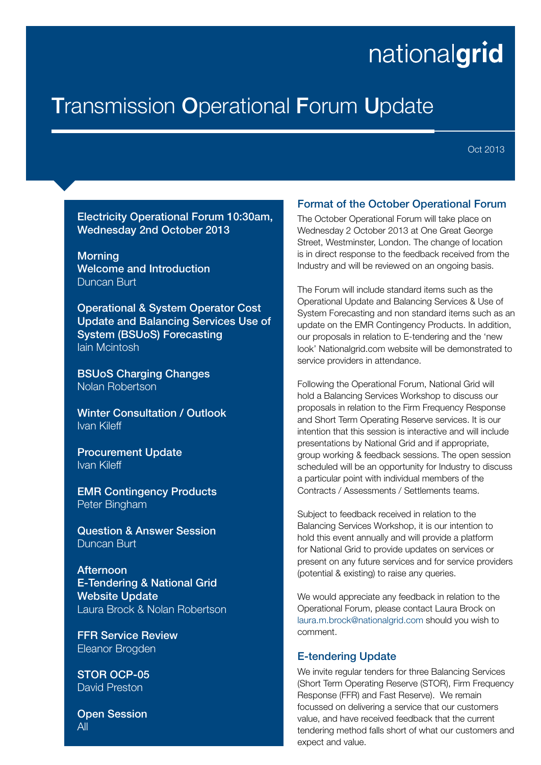nationalgrid

# Transmission Operational Forum Update

Oct 2013

**Electricity Operational Forum 10:30am, Wednesday 2nd October 2013**

**Morning**

**Welcome and Introduction**
Duncan Burt

**Operational & System Operator Cost Update and Balancing Services Use of System (BSUoS) Forecasting**
Iain Mcintosh

**BSUoS Charging Changes**
Nolan Robertson

**Winter Consultation / Outlook**
Ivan Kileff

**Procurement Update**
Ivan Kileff

**EMR Contingency Products**
Peter Bingham

**Question & Answer Session**
Duncan Burt

**Afternoon**

**E-Tendering & National Grid Website Update**
Laura Brock & Nolan Robertson

**FFR Service Review**
Eleanor Brogden

**STOR OCP-05**
David Preston

**Open Session**
All

## Format of the October Operational Forum

The October Operational Forum will take place on Wednesday 2 October 2013 at One Great George Street, Westminster, London. The change of location is in direct response to the feedback received from the Industry and will be reviewed on an ongoing basis.

The Forum will include standard items such as the Operational Update and Balancing Services & Use of System Forecasting and non standard items such as an update on the EMR Contingency Products. In addition, our proposals in relation to E-tendering and the 'new look' Nationalgrid.com website will be demonstrated to service providers in attendance.

Following the Operational Forum, National Grid will hold a Balancing Services Workshop to discuss our proposals in relation to the Firm Frequency Response and Short Term Operating Reserve services. It is our intention that this session is interactive and will include presentations by National Grid and if appropriate, group working & feedback sessions. The open session scheduled will be an opportunity for Industry to discuss a particular point with individual members of the Contracts / Assessments / Settlements teams.

Subject to feedback received in relation to the Balancing Services Workshop, it is our intention to hold this event annually and will provide a platform for National Grid to provide updates on services or present on any future services and for service providers (potential & existing) to raise any queries.

We would appreciate any feedback in relation to the Operational Forum, please contact Laura Brock on laura.m.brock@nationalgrid.com should you wish to comment.

## E-tendering Update

We invite regular tenders for three Balancing Services (Short Term Operating Reserve (STOR), Firm Frequency Response (FFR) and Fast Reserve). We remain focussed on delivering a service that our customers value, and have received feedback that the current tendering method falls short of what our customers and expect and value.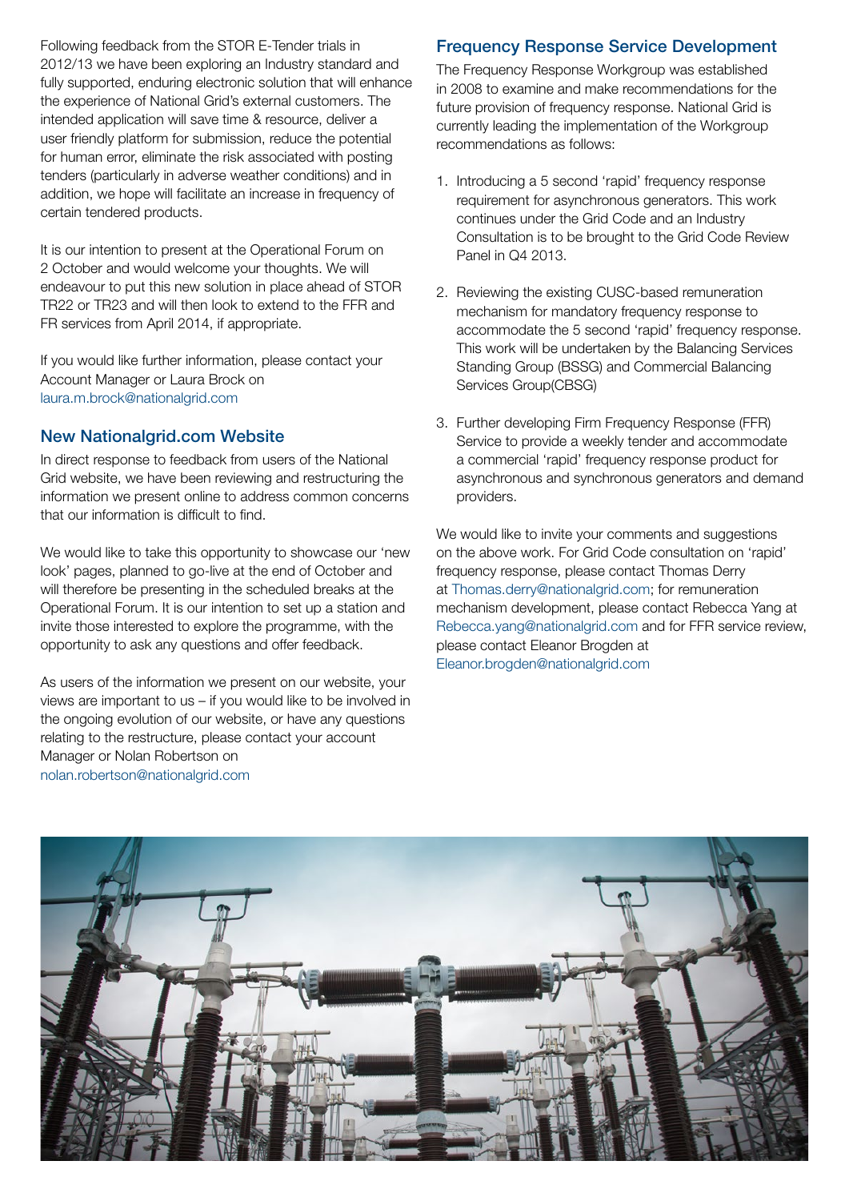Following feedback from the STOR E-Tender trials in 2012/13 we have been exploring an Industry standard and fully supported, enduring electronic solution that will enhance the experience of National Grid's external customers. The intended application will save time & resource, deliver a user friendly platform for submission, reduce the potential for human error, eliminate the risk associated with posting tenders (particularly in adverse weather conditions) and in addition, we hope will facilitate an increase in frequency of certain tendered products.

It is our intention to present at the Operational Forum on 2 October and would welcome your thoughts. We will endeavour to put this new solution in place ahead of STOR TR22 or TR23 and will then look to extend to the FFR and FR services from April 2014, if appropriate.

If you would like further information, please contact your Account Manager or Laura Brock on laura.m.brock@nationalgrid.com

## New Nationalgrid.com Website

In direct response to feedback from users of the National Grid website, we have been reviewing and restructuring the information we present online to address common concerns that our information is difficult to find.

We would like to take this opportunity to showcase our 'new look' pages, planned to go-live at the end of October and will therefore be presenting in the scheduled breaks at the Operational Forum. It is our intention to set up a station and invite those interested to explore the programme, with the opportunity to ask any questions and offer feedback.

As users of the information we present on our website, your views are important to us – if you would like to be involved in the ongoing evolution of our website, or have any questions relating to the restructure, please contact your account Manager or Nolan Robertson on nolan.robertson@nationalgrid.com

## Frequency Response Service Development

The Frequency Response Workgroup was established in 2008 to examine and make recommendations for the future provision of frequency response. National Grid is currently leading the implementation of the Workgroup recommendations as follows:

1. Introducing a 5 second 'rapid' frequency response requirement for asynchronous generators. This work continues under the Grid Code and an Industry Consultation is to be brought to the Grid Code Review Panel in Q4 2013.

2. Reviewing the existing CUSC-based remuneration mechanism for mandatory frequency response to accommodate the 5 second 'rapid' frequency response. This work will be undertaken by the Balancing Services Standing Group (BSSG) and Commercial Balancing Services Group(CBSG)

3. Further developing Firm Frequency Response (FFR) Service to provide a weekly tender and accommodate a commercial 'rapid' frequency response product for asynchronous and synchronous generators and demand providers.

We would like to invite your comments and suggestions on the above work. For Grid Code consultation on 'rapid' frequency response, please contact Thomas Derry at Thomas.derry@nationalgrid.com; for remuneration mechanism development, please contact Rebecca Yang at Rebecca.yang@nationalgrid.com and for FFR service review, please contact Eleanor Brogden at Eleanor.brogden@nationalgrid.com